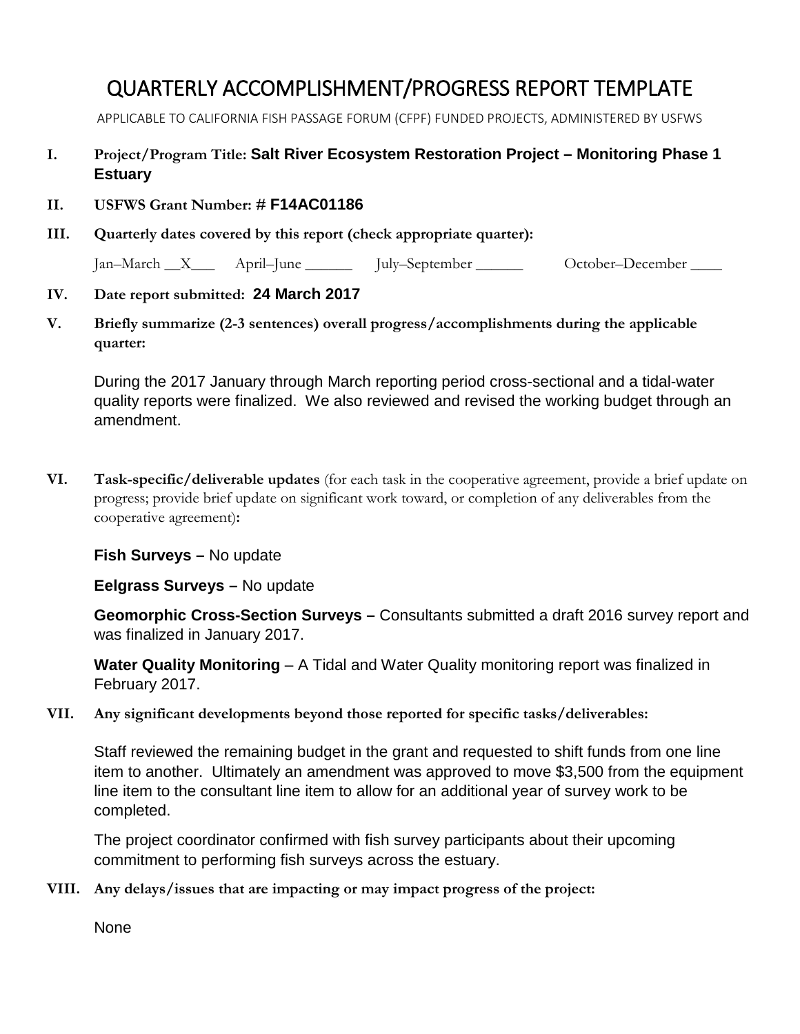# QUARTERLY ACCOMPLISHMENT/PROGRESS REPORT TEMPLATE

APPLICABLE TO CALIFORNIA FISH PASSAGE FORUM (CFPF) FUNDED PROJECTS, ADMINISTERED BY USFWS

**I. Project/Program Title: Salt River Ecosystem Restoration Project – Monitoring Phase 1 Estuary**

**II. USFWS Grant Number: # F14AC01186**

**III. Quarterly dates covered by this report (check appropriate quarter):**

Jan–March \_\_X\_\_\_ April–June \_\_\_\_\_\_ July–September \_\_\_\_\_\_ October–December \_\_\_\_

**IV. Date report submitted: 24 March 2017**

**V. Briefly summarize (2-3 sentences) overall progress/accomplishments during the applicable quarter:**

During the 2017 January through March reporting period cross-sectional and a tidal-water quality reports were finalized. We also reviewed and revised the working budget through an amendment.

**VI. Task-specific/deliverable updates** (for each task in the cooperative agreement, provide a brief update on progress; provide brief update on significant work toward, or completion of any deliverables from the cooperative agreement)**:**

**Fish Surveys –** No update

**Eelgrass Surveys –** No update

**Geomorphic Cross-Section Surveys –** Consultants submitted a draft 2016 survey report and was finalized in January 2017.

**Water Quality Monitoring** – A Tidal and Water Quality monitoring report was finalized in February 2017.

**VII. Any significant developments beyond those reported for specific tasks/deliverables:**

Staff reviewed the remaining budget in the grant and requested to shift funds from one line item to another. Ultimately an amendment was approved to move $3,500 from the equipment line item to the consultant line item to allow for an additional year of survey work to be completed.

The project coordinator confirmed with fish survey participants about their upcoming commitment to performing fish surveys across the estuary.

**VIII. Any delays/issues that are impacting or may impact progress of the project:**

None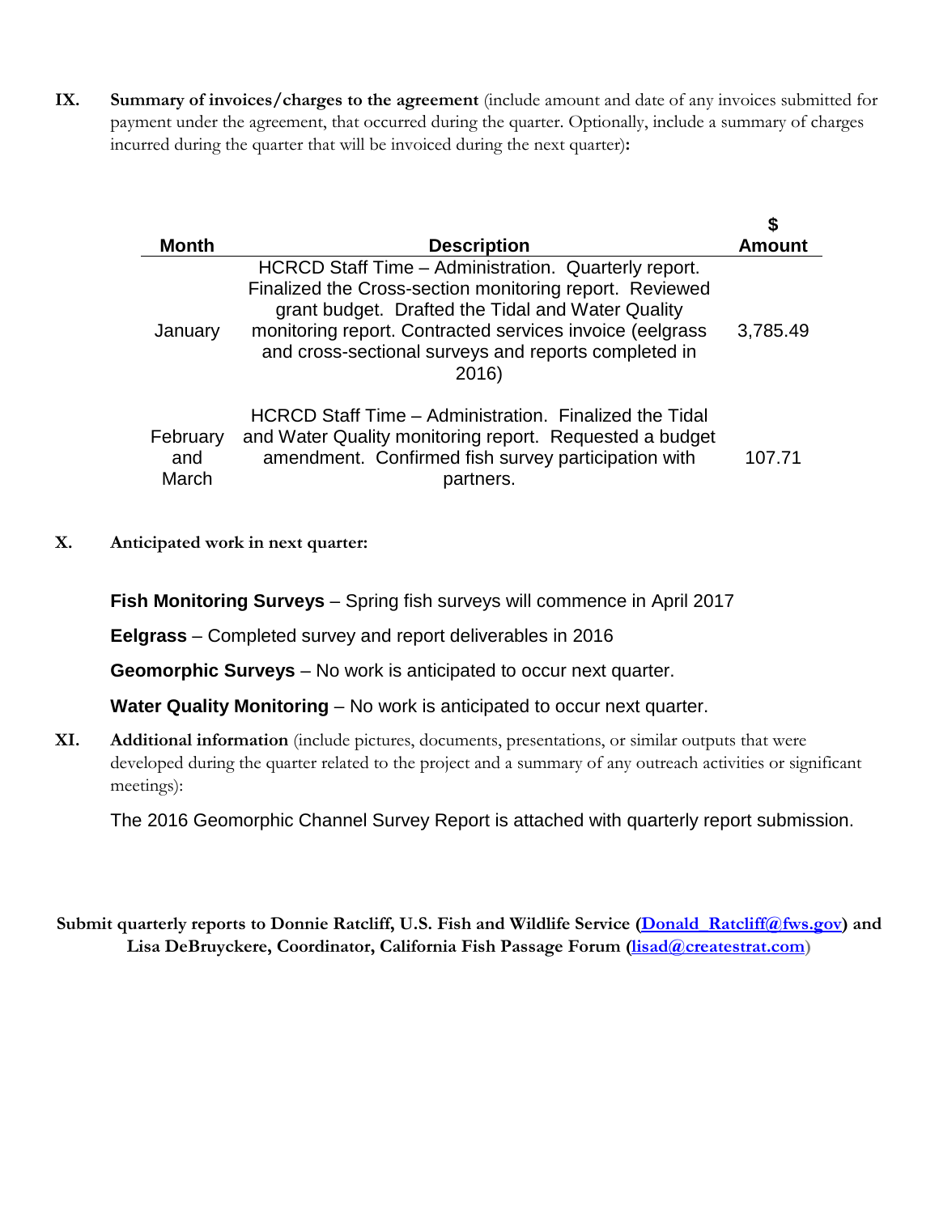**IX.** **Summary of invoices/charges to the agreement** (include amount and date of any invoices submitted for payment under the agreement, that occurred during the quarter. Optionally, include a summary of charges incurred during the quarter that will be invoiced during the next quarter)**:**

| Month | Description | $ Amount |
|---|---|---|
| January | HCRCD Staff Time – Administration. Quarterly report. Finalized the Cross-section monitoring report. Reviewed grant budget. Drafted the Tidal and Water Quality monitoring report. Contracted services invoice (eelgrass and cross-sectional surveys and reports completed in 2016) | 3,785.49 |
| February and March | HCRCD Staff Time – Administration. Finalized the Tidal and Water Quality monitoring report. Requested a budget amendment. Confirmed fish survey participation with partners. | 107.71 |

**X.** **Anticipated work in next quarter:**

**Fish Monitoring Surveys** – Spring fish surveys will commence in April 2017

**Eelgrass** – Completed survey and report deliverables in 2016

**Geomorphic Surveys** – No work is anticipated to occur next quarter.

**Water Quality Monitoring** – No work is anticipated to occur next quarter.

**XI.** **Additional information** (include pictures, documents, presentations, or similar outputs that were developed during the quarter related to the project and a summary of any outreach activities or significant meetings):

The 2016 Geomorphic Channel Survey Report is attached with quarterly report submission.

**Submit quarterly reports to Donnie Ratcliff, U.S. Fish and Wildlife Service (Donald_Ratcliff@fws.gov) and Lisa DeBruyckere, Coordinator, California Fish Passage Forum (lisad@createstrat.com)**